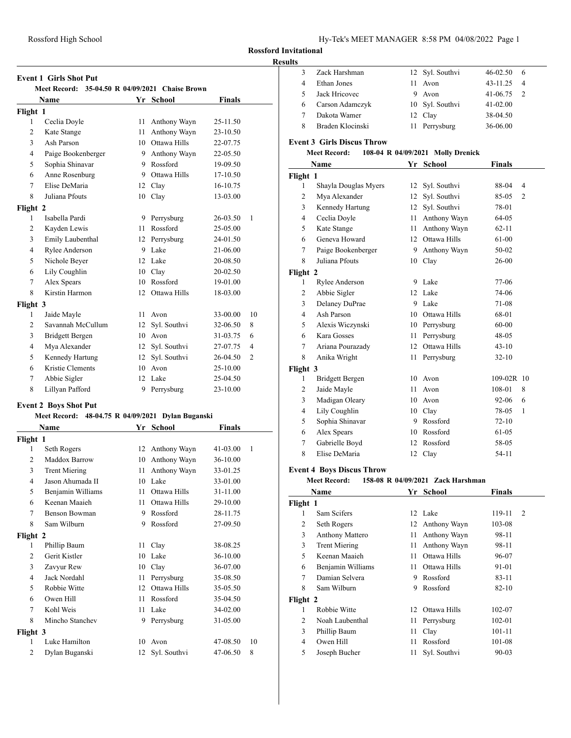## Rossford Invitational

### Results

#### Event 1 Girls Shot Put

Meet Record: 35-04.50 R 04/09/2021 Chaise Brown

| | Name | Yr | School | Finals | |
|---|---|---|---|---|---|
| **Flight 1** | | | | | |
| 1 | Ceclia Doyle | 11 | Anthony Wayn | 25-11.50 | |
| 2 | Kate Stange | 11 | Anthony Wayn | 23-10.50 | |
| 3 | Ash Parson | 10 | Ottawa Hills | 22-07.75 | |
| 4 | Paige Bookenberger | 9 | Anthony Wayn | 22-05.50 | |
| 5 | Sophia Shinavar | 9 | Rossford | 19-09.50 | |
| 6 | Anne Rosenburg | 9 | Ottawa Hills | 17-10.50 | |
| 7 | Elise DeMaria | 12 | Clay | 16-10.75 | |
| 8 | Juliana Pfouts | 10 | Clay | 13-03.00 | |
| **Flight 2** | | | | | |
| 1 | Isabella Pardi | 9 | Perrysburg | 26-03.50 | 1 |
| 2 | Kayden Lewis | 11 | Rossford | 25-05.00 | |
| 3 | Emily Laubenthal | 12 | Perrysburg | 24-01.50 | |
| 4 | Rylee Anderson | 9 | Lake | 21-06.00 | |
| 5 | Nichole Beyer | 12 | Lake | 20-08.50 | |
| 6 | Lily Coughlin | 10 | Clay | 20-02.50 | |
| 7 | Alex Spears | 10 | Rossford | 19-01.00 | |
| 8 | Kirstin Harmon | 12 | Ottawa Hills | 18-03.00 | |
| **Flight 3** | | | | | |
| 1 | Jaide Mayle | 11 | Avon | 33-00.00 | 10 |
| 2 | Savannah McCullum | 12 | Syl. Southvi | 32-06.50 | 8 |
| 3 | Bridgett Bergen | 10 | Avon | 31-03.75 | 6 |
| 4 | Mya Alexander | 12 | Syl. Southvi | 27-07.75 | 4 |
| 5 | Kennedy Hartung | 12 | Syl. Southvi | 26-04.50 | 2 |
| 6 | Kristie Clements | 10 | Avon | 25-10.00 | |
| 7 | Abbie Sigler | 12 | Lake | 25-04.50 | |
| 8 | Lillyan Pafford | 9 | Perrysburg | 23-10.00 | |

#### Event 2 Boys Shot Put

Meet Record: 48-04.75 R 04/09/2021 Dylan Buganski

| | Name | Yr | School | Finals | |
|---|---|---|---|---|---|
| **Flight 1** | | | | | |
| 1 | Seth Rogers | 12 | Anthony Wayn | 41-03.00 | 1 |
| 2 | Maddox Barrow | 10 | Anthony Wayn | 36-10.00 | |
| 3 | Trent Miering | 11 | Anthony Wayn | 33-01.25 | |
| 4 | Jason Ahumada II | 10 | Lake | 33-01.00 | |
| 5 | Benjamin Williams | 11 | Ottawa Hills | 31-11.00 | |
| 6 | Keenan Maaieh | 11 | Ottawa Hills | 29-10.00 | |
| 7 | Benson Bowman | 9 | Rossford | 28-11.75 | |
| 8 | Sam Wilburn | 9 | Rossford | 27-09.50 | |
| **Flight 2** | | | | | |
| 1 | Phillip Baum | 11 | Clay | 38-08.25 | |
| 2 | Gerit Kistler | 10 | Lake | 36-10.00 | |
| 3 | Zavyur Rew | 10 | Clay | 36-07.00 | |
| 4 | Jack Nordahl | 11 | Perrysburg | 35-08.50 | |
| 5 | Robbie Witte | 12 | Ottawa Hills | 35-05.50 | |
| 6 | Owen Hill | 11 | Rossford | 35-04.50 | |
| 7 | Kohl Weis | 11 | Lake | 34-02.00 | |
| 8 | Mincho Stanchev | 9 | Perrysburg | 31-05.00 | |
| **Flight 3** | | | | | |
| 1 | Luke Hamilton | 10 | Avon | 47-08.50 | 10 |
| 2 | Dylan Buganski | 12 | Syl. Southvi | 47-06.50 | 8 |
| 3 | Zack Harshman | 12 | Syl. Southvi | 46-02.50 | 6 |
| 4 | Ethan Jones | 11 | Avon | 43-11.25 | 4 |
| 5 | Jack Hricovec | 9 | Avon | 41-06.75 | 2 |
| 6 | Carson Adamczyk | 10 | Syl. Southvi | 41-02.00 | |
| 7 | Dakota Wamer | 12 | Clay | 38-04.50 | |
| 8 | Braden Klocinski | 11 | Perrysburg | 36-06.00 | |

#### Event 3 Girls Discus Throw

Meet Record: 108-04 R 04/09/2021 Molly Drenick

| | Name | Yr | School | Finals | |
|---|---|---|---|---|---|
| **Flight 1** | | | | | |
| 1 | Shayla Douglas Myers | 12 | Syl. Southvi | 88-04 | 4 |
| 2 | Mya Alexander | 12 | Syl. Southvi | 85-05 | 2 |
| 3 | Kennedy Hartung | 12 | Syl. Southvi | 78-01 | |
| 4 | Ceclia Doyle | 11 | Anthony Wayn | 64-05 | |
| 5 | Kate Stange | 11 | Anthony Wayn | 62-11 | |
| 6 | Geneva Howard | 12 | Ottawa Hills | 61-00 | |
| 7 | Paige Bookenberger | 9 | Anthony Wayn | 50-02 | |
| 8 | Juliana Pfouts | 10 | Clay | 26-00 | |
| **Flight 2** | | | | | |
| 1 | Rylee Anderson | 9 | Lake | 77-06 | |
| 2 | Abbie Sigler | 12 | Lake | 74-06 | |
| 3 | Delaney DuPrae | 9 | Lake | 71-08 | |
| 4 | Ash Parson | 10 | Ottawa Hills | 68-01 | |
| 5 | Alexis Wiczynski | 10 | Perrysburg | 60-00 | |
| 6 | Kara Gosses | 11 | Perrysburg | 48-05 | |
| 7 | Ariana Pourazady | 12 | Ottawa Hills | 43-10 | |
| 8 | Anika Wright | 11 | Perrysburg | 32-10 | |
| **Flight 3** | | | | | |
| 1 | Bridgett Bergen | 10 | Avon | 109-02R | 10 |
| 2 | Jaide Mayle | 11 | Avon | 108-01 | 8 |
| 3 | Madigan Oleary | 10 | Avon | 92-06 | 6 |
| 4 | Lily Coughlin | 10 | Clay | 78-05 | 1 |
| 5 | Sophia Shinavar | 9 | Rossford | 72-10 | |
| 6 | Alex Spears | 10 | Rossford | 61-05 | |
| 7 | Gabrielle Boyd | 12 | Rossford | 58-05 | |
| 8 | Elise DeMaria | 12 | Clay | 54-11 | |

#### Event 4 Boys Discus Throw

Meet Record: 158-08 R 04/09/2021 Zack Harshman

| | Name | Yr | School | Finals | |
|---|---|---|---|---|---|
| **Flight 1** | | | | | |
| 1 | Sam Scifers | 12 | Lake | 119-11 | 2 |
| 2 | Seth Rogers | 12 | Anthony Wayn | 103-08 | |
| 3 | Anthony Mattero | 11 | Anthony Wayn | 98-11 | |
| 3 | Trent Miering | 11 | Anthony Wayn | 98-11 | |
| 5 | Keenan Maaieh | 11 | Ottawa Hills | 96-07 | |
| 6 | Benjamin Williams | 11 | Ottawa Hills | 91-01 | |
| 7 | Damian Selvera | 9 | Rossford | 83-11 | |
| 8 | Sam Wilburn | 9 | Rossford | 82-10 | |
| **Flight 2** | | | | | |
| 1 | Robbie Witte | 12 | Ottawa Hills | 102-07 | |
| 2 | Noah Laubenthal | 11 | Perrysburg | 102-01 | |
| 3 | Phillip Baum | 11 | Clay | 101-11 | |
| 4 | Owen Hill | 11 | Rossford | 101-08 | |
| 5 | Joseph Bucher | 11 | Syl. Southvi | 90-03 | |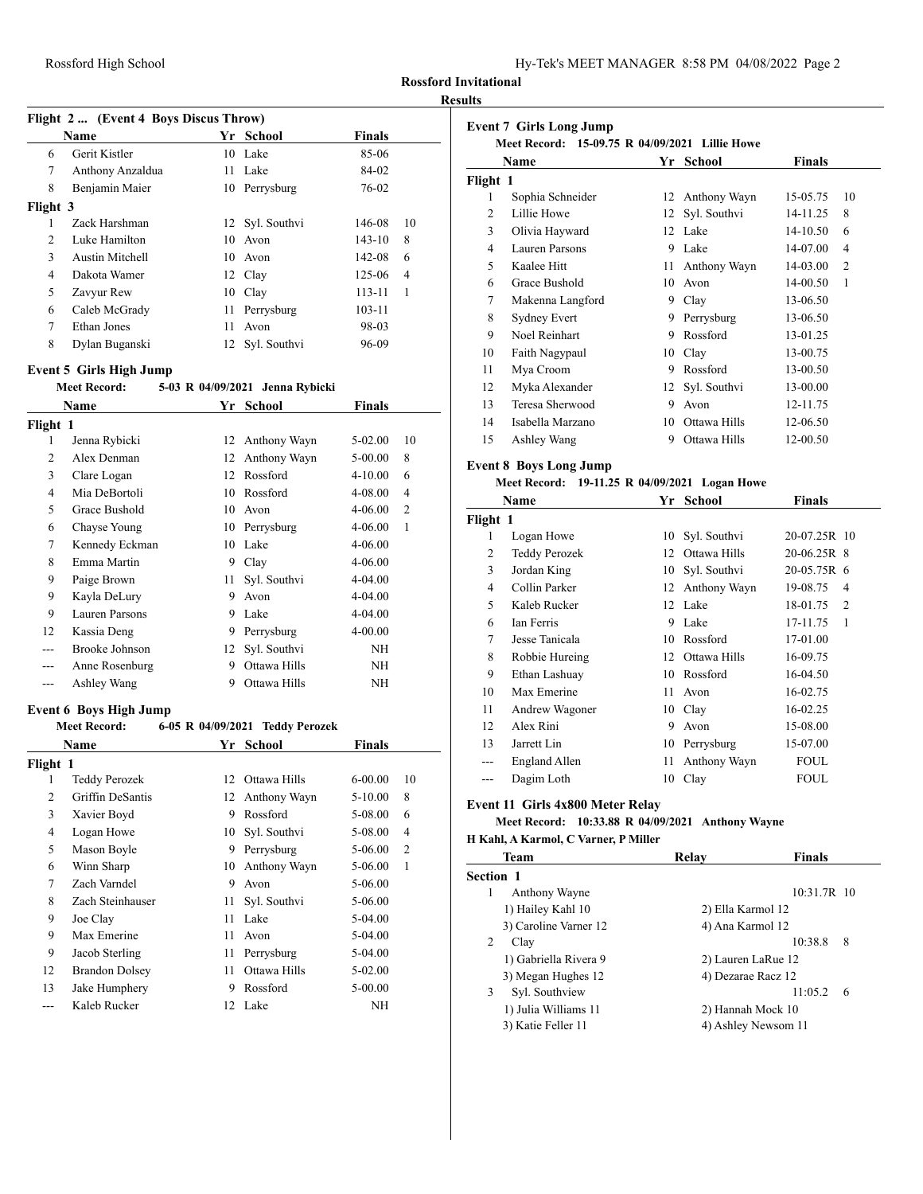## Rossford Invitational

### Results

**Flight 2 ... (Event 4 Boys Discus Throw)**

| | Name | Yr | School | Finals | |
|---|---|---|---|---|---|
| 6 | Gerit Kistler | 10 | Lake | 85-06 | |
| 7 | Anthony Anzaldua | 11 | Lake | 84-02 | |
| 8 | Benjamin Maier | 10 | Perrysburg | 76-02 | |
| **Flight 3** | | | | | |
| 1 | Zack Harshman | 12 | Syl. Southvi | 146-08 | 10 |
| 2 | Luke Hamilton | 10 | Avon | 143-10 | 8 |
| 3 | Austin Mitchell | 10 | Avon | 142-08 | 6 |
| 4 | Dakota Wamer | 12 | Clay | 125-06 | 4 |
| 5 | Zavyur Rew | 10 | Clay | 113-11 | 1 |
| 6 | Caleb McGrady | 11 | Perrysburg | 103-11 | |
| 7 | Ethan Jones | 11 | Avon | 98-03 | |
| 8 | Dylan Buganski | 12 | Syl. Southvi | 96-09 | |

### Event 5 Girls High Jump

**Meet Record: 5-03 R 04/09/2021 Jenna Rybicki**

| | Name | Yr | School | Finals | |
|---|---|---|---|---|---|
| **Flight 1** | | | | | |
| 1 | Jenna Rybicki | 12 | Anthony Wayn | 5-02.00 | 10 |
| 2 | Alex Denman | 12 | Anthony Wayn | 5-00.00 | 8 |
| 3 | Clare Logan | 12 | Rossford | 4-10.00 | 6 |
| 4 | Mia DeBortoli | 10 | Rossford | 4-08.00 | 4 |
| 5 | Grace Bushold | 10 | Avon | 4-06.00 | 2 |
| 6 | Chayse Young | 10 | Perrysburg | 4-06.00 | 1 |
| 7 | Kennedy Eckman | 10 | Lake | 4-06.00 | |
| 8 | Emma Martin | 9 | Clay | 4-06.00 | |
| 9 | Paige Brown | 11 | Syl. Southvi | 4-04.00 | |
| 9 | Kayla DeLury | 9 | Avon | 4-04.00 | |
| 9 | Lauren Parsons | 9 | Lake | 4-04.00 | |
| 12 | Kassia Deng | 9 | Perrysburg | 4-00.00 | |
| --- | Brooke Johnson | 12 | Syl. Southvi | NH | |
| --- | Anne Rosenburg | 9 | Ottawa Hills | NH | |
| --- | Ashley Wang | 9 | Ottawa Hills | NH | |

### Event 6 Boys High Jump

**Meet Record: 6-05 R 04/09/2021 Teddy Perozek**

| | Name | Yr | School | Finals | |
|---|---|---|---|---|---|
| **Flight 1** | | | | | |
| 1 | Teddy Perozek | 12 | Ottawa Hills | 6-00.00 | 10 |
| 2 | Griffin DeSantis | 12 | Anthony Wayn | 5-10.00 | 8 |
| 3 | Xavier Boyd | 9 | Rossford | 5-08.00 | 6 |
| 4 | Logan Howe | 10 | Syl. Southvi | 5-08.00 | 4 |
| 5 | Mason Boyle | 9 | Perrysburg | 5-06.00 | 2 |
| 6 | Winn Sharp | 10 | Anthony Wayn | 5-06.00 | 1 |
| 7 | Zach Varndel | 9 | Avon | 5-06.00 | |
| 8 | Zach Steinhauser | 11 | Syl. Southvi | 5-06.00 | |
| 9 | Joe Clay | 11 | Lake | 5-04.00 | |
| 9 | Max Emerine | 11 | Avon | 5-04.00 | |
| 9 | Jacob Sterling | 11 | Perrysburg | 5-04.00 | |
| 12 | Brandon Dolsey | 11 | Ottawa Hills | 5-02.00 | |
| 13 | Jake Humphery | 9 | Rossford | 5-00.00 | |
| --- | Kaleb Rucker | 12 | Lake | NH | |

### Event 7 Girls Long Jump

**Meet Record: 15-09.75 R 04/09/2021 Lillie Howe**

| | Name | Yr | School | Finals | |
|---|---|---|---|---|---|
| **Flight 1** | | | | | |
| 1 | Sophia Schneider | 12 | Anthony Wayn | 15-05.75 | 10 |
| 2 | Lillie Howe | 12 | Syl. Southvi | 14-11.25 | 8 |
| 3 | Olivia Hayward | 12 | Lake | 14-10.50 | 6 |
| 4 | Lauren Parsons | 9 | Lake | 14-07.00 | 4 |
| 5 | Kaalee Hitt | 11 | Anthony Wayn | 14-03.00 | 2 |
| 6 | Grace Bushold | 10 | Avon | 14-00.50 | 1 |
| 7 | Makenna Langford | 9 | Clay | 13-06.50 | |
| 8 | Sydney Evert | 9 | Perrysburg | 13-06.50 | |
| 9 | Noel Reinhart | 9 | Rossford | 13-01.25 | |
| 10 | Faith Nagypaul | 10 | Clay | 13-00.75 | |
| 11 | Mya Croom | 9 | Rossford | 13-00.50 | |
| 12 | Myka Alexander | 12 | Syl. Southvi | 13-00.00 | |
| 13 | Teresa Sherwood | 9 | Avon | 12-11.75 | |
| 14 | Isabella Marzano | 10 | Ottawa Hills | 12-06.50 | |
| 15 | Ashley Wang | 9 | Ottawa Hills | 12-00.50 | |

### Event 8 Boys Long Jump

**Meet Record: 19-11.25 R 04/09/2021 Logan Howe**

| | Name | Yr | School | Finals | |
|---|---|---|---|---|---|
| **Flight 1** | | | | | |
| 1 | Logan Howe | 10 | Syl. Southvi | 20-07.25R | 10 |
| 2 | Teddy Perozek | 12 | Ottawa Hills | 20-06.25R | 8 |
| 3 | Jordan King | 10 | Syl. Southvi | 20-05.75R | 6 |
| 4 | Collin Parker | 12 | Anthony Wayn | 19-08.75 | 4 |
| 5 | Kaleb Rucker | 12 | Lake | 18-01.75 | 2 |
| 6 | Ian Ferris | 9 | Lake | 17-11.75 | 1 |
| 7 | Jesse Tanicala | 10 | Rossford | 17-01.00 | |
| 8 | Robbie Hureing | 12 | Ottawa Hills | 16-09.75 | |
| 9 | Ethan Lashuay | 10 | Rossford | 16-04.50 | |
| 10 | Max Emerine | 11 | Avon | 16-02.75 | |
| 11 | Andrew Wagoner | 10 | Clay | 16-02.25 | |
| 12 | Alex Rini | 9 | Avon | 15-08.00 | |
| 13 | Jarrett Lin | 10 | Perrysburg | 15-07.00 | |
| --- | England Allen | 11 | Anthony Wayn | FOUL | |
| --- | Dagim Loth | 10 | Clay | FOUL | |

### Event 11 Girls 4x800 Meter Relay

**Meet Record: 10:33.88 R 04/09/2021 Anthony Wayne**

**H Kahl, A Karmol, C Varner, P Miller**

| | Team | Relay | Finals | |
|---|---|---|---|---|
| **Section 1** | | | | |
| 1 | Anthony Wayne | | 10:31.7R | 10 |
| | 1) Hailey Kahl 10 | 2) Ella Karmol 12 | | |
| | 3) Caroline Varner 12 | 4) Ana Karmol 12 | | |
| 2 | Clay | | 10:38.8 | 8 |
| | 1) Gabriella Rivera 9 | 2) Lauren LaRue 12 | | |
| | 3) Megan Hughes 12 | 4) Dezarae Racz 12 | | |
| 3 | Syl. Southview | | 11:05.2 | 6 |
| | 1) Julia Williams 11 | 2) Hannah Mock 10 | | |
| | 3) Katie Feller 11 | 4) Ashley Newsom 11 | | |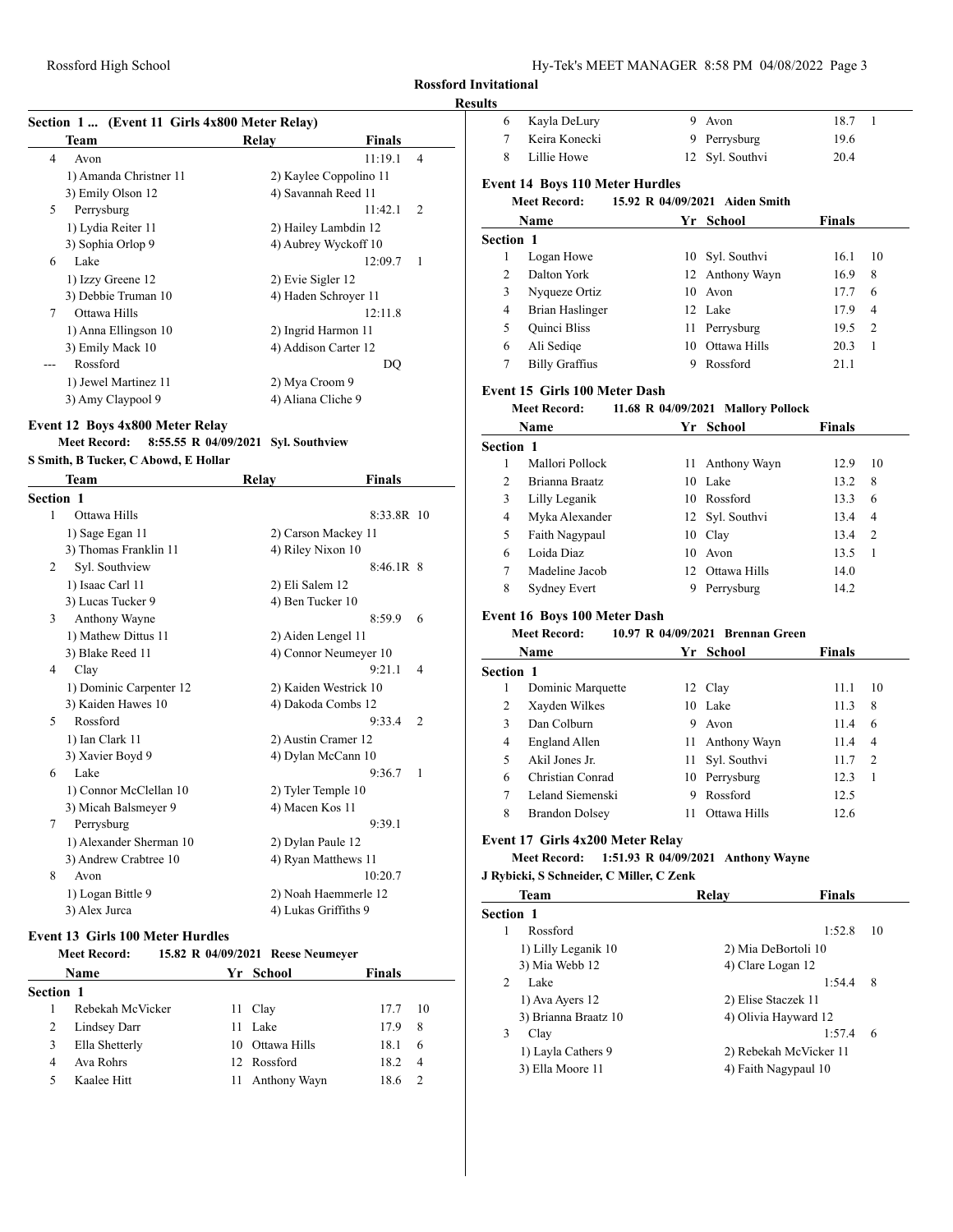**Rossford Invitational**

**Results**

### Section 1 ... (Event 11 Girls 4x800 Meter Relay)

| | Team | Relay | Finals | |
|---|---|---|---|---|
| 4 | Avon | | 11:19.1 | 4 |
| | 1) Amanda Christner 11 | 2) Kaylee Coppolino 11 | | |
| | 3) Emily Olson 12 | 4) Savannah Reed 11 | | |
| 5 | Perrysburg | | 11:42.1 | 2 |
| | 1) Lydia Reiter 11 | 2) Hailey Lambdin 12 | | |
| | 3) Sophia Orlop 9 | 4) Aubrey Wyckoff 10 | | |
| 6 | Lake | | 12:09.7 | 1 |
| | 1) Izzy Greene 12 | 2) Evie Sigler 12 | | |
| | 3) Debbie Truman 10 | 4) Haden Schroyer 11 | | |
| 7 | Ottawa Hills | | 12:11.8 | |
| | 1) Anna Ellingson 10 | 2) Ingrid Harmon 11 | | |
| | 3) Emily Mack 10 | 4) Addison Carter 12 | | |
| --- | Rossford | | DQ | |
| | 1) Jewel Martinez 11 | 2) Mya Croom 9 | | |
| | 3) Amy Claypool 9 | 4) Aliana Cliche 9 | | |

### Event 12 Boys 4x800 Meter Relay

**Meet Record: 8:55.55 R 04/09/2021 Syl. Southview**
**S Smith, B Tucker, C Abowd, E Hollar**

| | Team | Relay | Finals | |
|---|---|---|---|---|
| **Section 1** | | | | |
| 1 | Ottawa Hills | | 8:33.8R | 10 |
| | 1) Sage Egan 11 | 2) Carson Mackey 11 | | |
| | 3) Thomas Franklin 11 | 4) Riley Nixon 10 | | |
| 2 | Syl. Southview | | 8:46.1R | 8 |
| | 1) Isaac Carl 11 | 2) Eli Salem 12 | | |
| | 3) Lucas Tucker 9 | 4) Ben Tucker 10 | | |
| 3 | Anthony Wayne | | 8:59.9 | 6 |
| | 1) Mathew Dittus 11 | 2) Aiden Lengel 11 | | |
| | 3) Blake Reed 11 | 4) Connor Neumeyer 10 | | |
| 4 | Clay | | 9:21.1 | 4 |
| | 1) Dominic Carpenter 12 | 2) Kaiden Westrick 10 | | |
| | 3) Kaiden Hawes 10 | 4) Dakoda Combs 12 | | |
| 5 | Rossford | | 9:33.4 | 2 |
| | 1) Ian Clark 11 | 2) Austin Cramer 12 | | |
| | 3) Xavier Boyd 9 | 4) Dylan McCann 10 | | |
| 6 | Lake | | 9:36.7 | 1 |
| | 1) Connor McClellan 10 | 2) Tyler Temple 10 | | |
| | 3) Micah Balsmeyer 9 | 4) Macen Kos 11 | | |
| 7 | Perrysburg | | 9:39.1 | |
| | 1) Alexander Sherman 10 | 2) Dylan Paule 12 | | |
| | 3) Andrew Crabtree 10 | 4) Ryan Matthews 11 | | |
| 8 | Avon | | 10:20.7 | |
| | 1) Logan Bittle 9 | 2) Noah Haemmerle 12 | | |
| | 3) Alex Jurca | 4) Lukas Griffiths 9 | | |

### Event 13 Girls 100 Meter Hurdles

**Meet Record: 15.82 R 04/09/2021 Reese Neumeyer**

| | Name | Yr | School | Finals | |
|---|---|---|---|---|---|
| **Section 1** | | | | | |
| 1 | Rebekah McVicker | 11 | Clay | 17.7 | 10 |
| 2 | Lindsey Darr | 11 | Lake | 17.9 | 8 |
| 3 | Ella Shetterly | 10 | Ottawa Hills | 18.1 | 6 |
| 4 | Ava Rohrs | 12 | Rossford | 18.2 | 4 |
| 5 | Kaalee Hitt | 11 | Anthony Wayn | 18.6 | 2 |
| 6 | Kayla DeLury | 9 | Avon | 18.7 | 1 |
| 7 | Keira Konecki | 9 | Perrysburg | 19.6 | |
| 8 | Lillie Howe | 12 | Syl. Southvi | 20.4 | |

### Event 14 Boys 110 Meter Hurdles

**Meet Record: 15.92 R 04/09/2021 Aiden Smith**

| | Name | Yr | School | Finals | |
|---|---|---|---|---|---|
| **Section 1** | | | | | |
| 1 | Logan Howe | 10 | Syl. Southvi | 16.1 | 10 |
| 2 | Dalton York | 12 | Anthony Wayn | 16.9 | 8 |
| 3 | Nyqueze Ortiz | 10 | Avon | 17.7 | 6 |
| 4 | Brian Haslinger | 12 | Lake | 17.9 | 4 |
| 5 | Quinci Bliss | 11 | Perrysburg | 19.5 | 2 |
| 6 | Ali Sediqe | 10 | Ottawa Hills | 20.3 | 1 |
| 7 | Billy Graffius | 9 | Rossford | 21.1 | |

### Event 15 Girls 100 Meter Dash

**Meet Record: 11.68 R 04/09/2021 Mallory Pollock**

| | Name | Yr | School | Finals | |
|---|---|---|---|---|---|
| **Section 1** | | | | | |
| 1 | Mallori Pollock | 11 | Anthony Wayn | 12.9 | 10 |
| 2 | Brianna Braatz | 10 | Lake | 13.2 | 8 |
| 3 | Lilly Leganik | 10 | Rossford | 13.3 | 6 |
| 4 | Myka Alexander | 12 | Syl. Southvi | 13.4 | 4 |
| 5 | Faith Nagypaul | 10 | Clay | 13.4 | 2 |
| 6 | Loida Diaz | 10 | Avon | 13.5 | 1 |
| 7 | Madeline Jacob | 12 | Ottawa Hills | 14.0 | |
| 8 | Sydney Evert | 9 | Perrysburg | 14.2 | |

### Event 16 Boys 100 Meter Dash

**Meet Record: 10.97 R 04/09/2021 Brennan Green**

| | Name | Yr | School | Finals | |
|---|---|---|---|---|---|
| **Section 1** | | | | | |
| 1 | Dominic Marquette | 12 | Clay | 11.1 | 10 |
| 2 | Xayden Wilkes | 10 | Lake | 11.3 | 8 |
| 3 | Dan Colburn | 9 | Avon | 11.4 | 6 |
| 4 | England Allen | 11 | Anthony Wayn | 11.4 | 4 |
| 5 | Akil Jones Jr. | 11 | Syl. Southvi | 11.7 | 2 |
| 6 | Christian Conrad | 10 | Perrysburg | 12.3 | 1 |
| 7 | Leland Siemenski | 9 | Rossford | 12.5 | |
| 8 | Brandon Dolsey | 11 | Ottawa Hills | 12.6 | |

### Event 17 Girls 4x200 Meter Relay

**Meet Record: 1:51.93 R 04/09/2021 Anthony Wayne**
**J Rybicki, S Schneider, C Miller, C Zenk**

| | Team | Relay | Finals | |
|---|---|---|---|---|
| **Section 1** | | | | |
| 1 | Rossford | | 1:52.8 | 10 |
| | 1) Lilly Leganik 10 | 2) Mia DeBortoli 10 | | |
| | 3) Mia Webb 12 | 4) Clare Logan 12 | | |
| 2 | Lake | | 1:54.4 | 8 |
| | 1) Ava Ayers 12 | 2) Elise Staczek 11 | | |
| | 3) Brianna Braatz 10 | 4) Olivia Hayward 12 | | |
| 3 | Clay | | 1:57.4 | 6 |
| | 1) Layla Cathers 9 | 2) Rebekah McVicker 11 | | |
| | 3) Ella Moore 11 | 4) Faith Nagypaul 10 | | |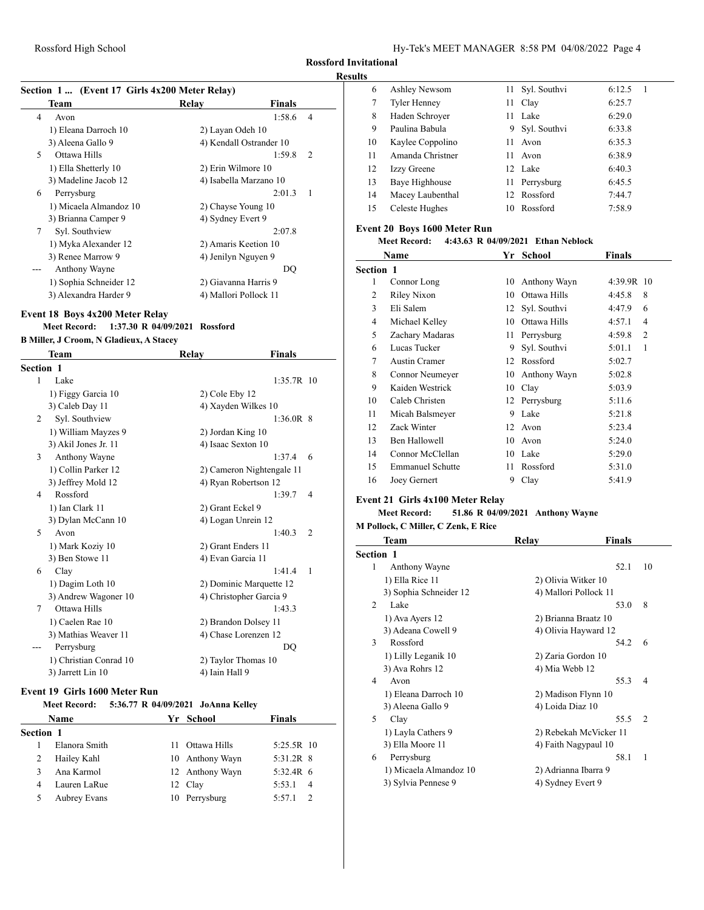**Rossford Invitational**

**Results**

### Section 1 ... (Event 17 Girls 4x200 Meter Relay)

| | Team | Relay | Finals | |
|---|---|---|---|---|
| 4 | Avon | | 1:58.6 | 4 |
| | 1) Eleana Darroch 10 | 2) Layan Odeh 10 | | |
| | 3) Aleena Gallo 9 | 4) Kendall Ostrander 10 | | |
| 5 | Ottawa Hills | | 1:59.8 | 2 |
| | 1) Ella Shetterly 10 | 2) Erin Wilmore 10 | | |
| | 3) Madeline Jacob 12 | 4) Isabella Marzano 10 | | |
| 6 | Perrysburg | | 2:01.3 | 1 |
| | 1) Micaela Almandoz 10 | 2) Chayse Young 10 | | |
| | 3) Brianna Camper 9 | 4) Sydney Evert 9 | | |
| 7 | Syl. Southview | | 2:07.8 | |
| | 1) Myka Alexander 12 | 2) Amaris Keetion 10 | | |
| | 3) Renee Marrow 9 | 4) Jenilyn Nguyen 9 | | |
| --- | Anthony Wayne | | DQ | |
| | 1) Sophia Schneider 12 | 2) Giavanna Harris 9 | | |
| | 3) Alexandra Harder 9 | 4) Mallori Pollock 11 | | |

### Event 18 Boys 4x200 Meter Relay

**Meet Record:** 1:37.30 R 04/09/2021 Rossford

B Miller, J Croom, N Gladieux, A Stacey

| | Team | Relay | Finals | |
|---|---|---|---|---|
| **Section 1** | | | | |
| 1 | Lake | | 1:35.7R | 10 |
| | 1) Figgy Garcia 10 | 2) Cole Eby 12 | | |
| | 3) Caleb Day 11 | 4) Xayden Wilkes 10 | | |
| 2 | Syl. Southview | | 1:36.0R | 8 |
| | 1) William Mayzes 9 | 2) Jordan King 10 | | |
| | 3) Akil Jones Jr. 11 | 4) Isaac Sexton 10 | | |
| 3 | Anthony Wayne | | 1:37.4 | 6 |
| | 1) Collin Parker 12 | 2) Cameron Nightengale 11 | | |
| | 3) Jeffrey Mold 12 | 4) Ryan Robertson 12 | | |
| 4 | Rossford | | 1:39.7 | 4 |
| | 1) Ian Clark 11 | 2) Grant Eckel 9 | | |
| | 3) Dylan McCann 10 | 4) Logan Unrein 12 | | |
| 5 | Avon | | 1:40.3 | 2 |
| | 1) Mark Koziy 10 | 2) Grant Enders 11 | | |
| | 3) Ben Stowe 11 | 4) Evan Garcia 11 | | |
| 6 | Clay | | 1:41.4 | 1 |
| | 1) Dagim Loth 10 | 2) Dominic Marquette 12 | | |
| | 3) Andrew Wagoner 10 | 4) Christopher Garcia 9 | | |
| 7 | Ottawa Hills | | 1:43.3 | |
| | 1) Caelen Rae 10 | 2) Brandon Dolsey 11 | | |
| | 3) Mathias Weaver 11 | 4) Chase Lorenzen 12 | | |
| --- | Perrysburg | | DQ | |
| | 1) Christian Conrad 10 | 2) Taylor Thomas 10 | | |
| | 3) Jarrett Lin 10 | 4) Iain Hall 9 | | |

### Event 19 Girls 1600 Meter Run

**Meet Record:** 5:36.77 R 04/09/2021 JoAnna Kelley

| | Name | Yr | School | Finals | |
|---|---|---|---|---|---|
| **Section 1** | | | | | |
| 1 | Elanora Smith | 11 | Ottawa Hills | 5:25.5R | 10 |
| 2 | Hailey Kahl | 10 | Anthony Wayn | 5:31.2R | 8 |
| 3 | Ana Karmol | 12 | Anthony Wayn | 5:32.4R | 6 |
| 4 | Lauren LaRue | 12 | Clay | 5:53.1 | 4 |
| 5 | Aubrey Evans | 10 | Perrysburg | 5:57.1 | 2 |
| 6 | Ashley Newsom | 11 | Syl. Southvi | 6:12.5 | 1 |
| 7 | Tyler Henney | 11 | Clay | 6:25.7 | |
| 8 | Haden Schroyer | 11 | Lake | 6:29.0 | |
| 9 | Paulina Babula | 9 | Syl. Southvi | 6:33.8 | |
| 10 | Kaylee Coppolino | 11 | Avon | 6:35.3 | |
| 11 | Amanda Christner | 11 | Avon | 6:38.9 | |
| 12 | Izzy Greene | 12 | Lake | 6:40.3 | |
| 13 | Baye Highhouse | 11 | Perrysburg | 6:45.5 | |
| 14 | Macey Laubenthal | 12 | Rossford | 7:44.7 | |
| 15 | Celeste Hughes | 10 | Rossford | 7:58.9 | |

### Event 20 Boys 1600 Meter Run

**Meet Record:** 4:43.63 R 04/09/2021 Ethan Neblock

| | Name | Yr | School | Finals | |
|---|---|---|---|---|---|
| **Section 1** | | | | | |
| 1 | Connor Long | 10 | Anthony Wayn | 4:39.9R | 10 |
| 2 | Riley Nixon | 10 | Ottawa Hills | 4:45.8 | 8 |
| 3 | Eli Salem | 12 | Syl. Southvi | 4:47.9 | 6 |
| 4 | Michael Kelley | 10 | Ottawa Hills | 4:57.1 | 4 |
| 5 | Zachary Madaras | 11 | Perrysburg | 4:59.8 | 2 |
| 6 | Lucas Tucker | 9 | Syl. Southvi | 5:01.1 | 1 |
| 7 | Austin Cramer | 12 | Rossford | 5:02.7 | |
| 8 | Connor Neumeyer | 10 | Anthony Wayn | 5:02.8 | |
| 9 | Kaiden Westrick | 10 | Clay | 5:03.9 | |
| 10 | Caleb Christen | 12 | Perrysburg | 5:11.6 | |
| 11 | Micah Balsmeyer | 9 | Lake | 5:21.8 | |
| 12 | Zack Winter | 12 | Avon | 5:23.4 | |
| 13 | Ben Hallowell | 10 | Avon | 5:24.0 | |
| 14 | Connor McClellan | 10 | Lake | 5:29.0 | |
| 15 | Emmanuel Schutte | 11 | Rossford | 5:31.0 | |
| 16 | Joey Gernert | 9 | Clay | 5:41.9 | |

### Event 21 Girls 4x100 Meter Relay

**Meet Record:** 51.86 R 04/09/2021 Anthony Wayne

M Pollock, C Miller, C Zenk, E Rice

| | Team | Relay | Finals | |
|---|---|---|---|---|
| **Section 1** | | | | |
| 1 | Anthony Wayne | | 52.1 | 10 |
| | 1) Ella Rice 11 | 2) Olivia Witker 10 | | |
| | 3) Sophia Schneider 12 | 4) Mallori Pollock 11 | | |
| 2 | Lake | | 53.0 | 8 |
| | 1) Ava Ayers 12 | 2) Brianna Braatz 10 | | |
| | 3) Adeana Cowell 9 | 4) Olivia Hayward 12 | | |
| 3 | Rossford | | 54.2 | 6 |
| | 1) Lilly Leganik 10 | 2) Zaria Gordon 10 | | |
| | 3) Ava Rohrs 12 | 4) Mia Webb 12 | | |
| 4 | Avon | | 55.3 | 4 |
| | 1) Eleana Darroch 10 | 2) Madison Flynn 10 | | |
| | 3) Aleena Gallo 9 | 4) Loida Diaz 10 | | |
| 5 | Clay | | 55.5 | 2 |
| | 1) Layla Cathers 9 | 2) Rebekah McVicker 11 | | |
| | 3) Ella Moore 11 | 4) Faith Nagypaul 10 | | |
| 6 | Perrysburg | | 58.1 | 1 |
| | 1) Micaela Almandoz 10 | 2) Adrianna Ibarra 9 | | |
| | 3) Sylvia Pennese 9 | 4) Sydney Evert 9 | | |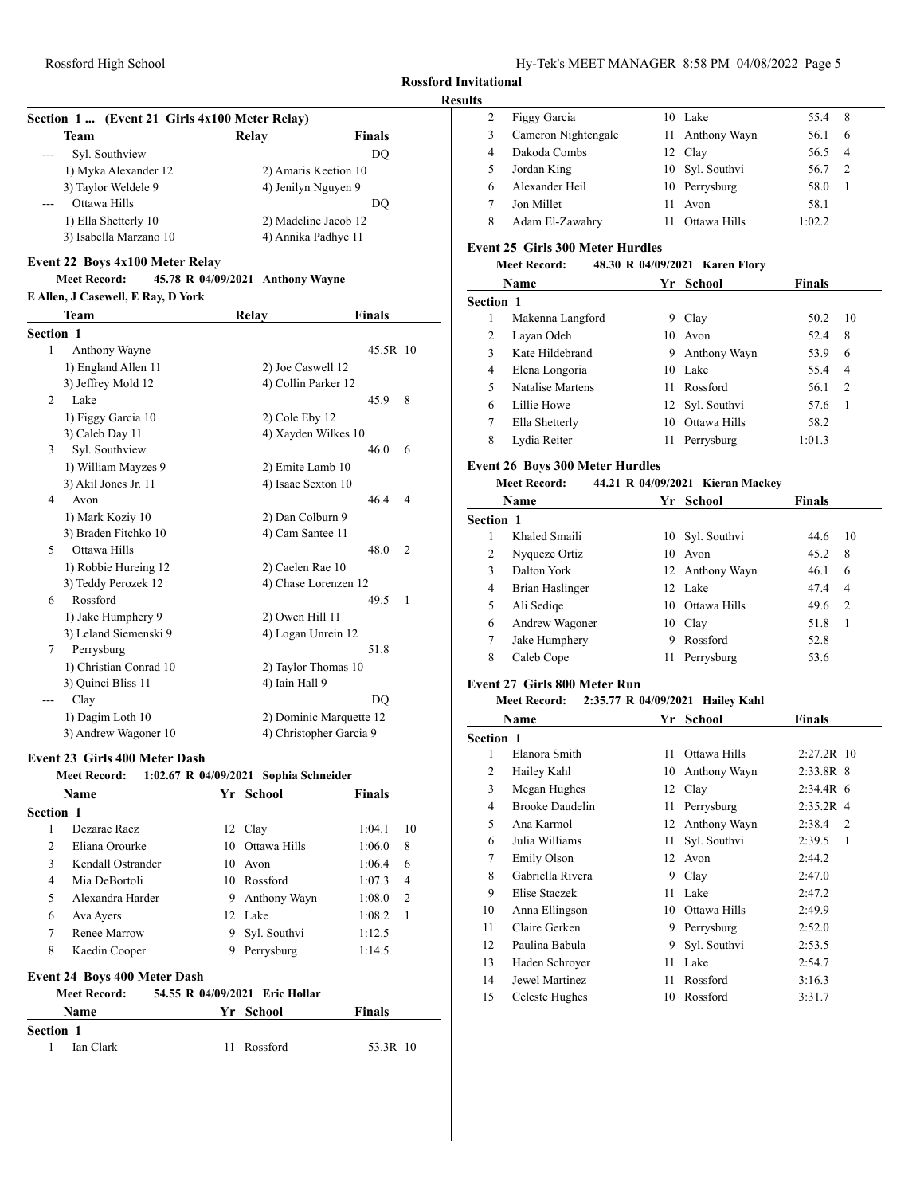**Rossford Invitational**

**Results**

### Section 1 ... (Event 21 Girls 4x100 Meter Relay)

| | Team | Relay | Finals | |
|---|---|---|---|---|
| --- | Syl. Southview | | DQ | |
| | 1) Myka Alexander 12 | 2) Amaris Keetion 10 | | |
| | 3) Taylor Weldele 9 | 4) Jenilyn Nguyen 9 | | |
| --- | Ottawa Hills | | DQ | |
| | 1) Ella Shetterly 10 | 2) Madeline Jacob 12 | | |
| | 3) Isabella Marzano 10 | 4) Annika Padhye 11 | | |

### Event 22 Boys 4x100 Meter Relay

**Meet Record:** 45.78 R 04/09/2021 Anthony Wayne

E Allen, J Casewell, E Ray, D York

| | Team | Relay | Finals | |
|---|---|---|---|---|
| **Section 1** | | | | |
| 1 | Anthony Wayne | | 45.5R | 10 |
| | 1) England Allen 11 | 2) Joe Caswell 12 | | |
| | 3) Jeffrey Mold 12 | 4) Collin Parker 12 | | |
| 2 | Lake | | 45.9 | 8 |
| | 1) Figgy Garcia 10 | 2) Cole Eby 12 | | |
| | 3) Caleb Day 11 | 4) Xayden Wilkes 10 | | |
| 3 | Syl. Southview | | 46.0 | 6 |
| | 1) William Mayzes 9 | 2) Emite Lamb 10 | | |
| | 3) Akil Jones Jr. 11 | 4) Isaac Sexton 10 | | |
| 4 | Avon | | 46.4 | 4 |
| | 1) Mark Koziy 10 | 2) Dan Colburn 9 | | |
| | 3) Braden Fitchko 10 | 4) Cam Santee 11 | | |
| 5 | Ottawa Hills | | 48.0 | 2 |
| | 1) Robbie Hureing 12 | 2) Caelen Rae 10 | | |
| | 3) Teddy Perozek 12 | 4) Chase Lorenzen 12 | | |
| 6 | Rossford | | 49.5 | 1 |
| | 1) Jake Humphery 9 | 2) Owen Hill 11 | | |
| | 3) Leland Siemenski 9 | 4) Logan Unrein 12 | | |
| 7 | Perrysburg | | 51.8 | |
| | 1) Christian Conrad 10 | 2) Taylor Thomas 10 | | |
| | 3) Quinci Bliss 11 | 4) Iain Hall 9 | | |
| --- | Clay | | DQ | |
| | 1) Dagim Loth 10 | 2) Dominic Marquette 12 | | |
| | 3) Andrew Wagoner 10 | 4) Christopher Garcia 9 | | |

### Event 23 Girls 400 Meter Dash

**Meet Record:** 1:02.67 R 04/09/2021 Sophia Schneider

| | Name | Yr | School | Finals | |
|---|---|---|---|---|---|
| **Section 1** | | | | | |
| 1 | Dezarae Racz | 12 | Clay | 1:04.1 | 10 |
| 2 | Eliana Orourke | 10 | Ottawa Hills | 1:06.0 | 8 |
| 3 | Kendall Ostrander | 10 | Avon | 1:06.4 | 6 |
| 4 | Mia DeBortoli | 10 | Rossford | 1:07.3 | 4 |
| 5 | Alexandra Harder | 9 | Anthony Wayn | 1:08.0 | 2 |
| 6 | Ava Ayers | 12 | Lake | 1:08.2 | 1 |
| 7 | Renee Marrow | 9 | Syl. Southvi | 1:12.5 | |
| 8 | Kaedin Cooper | 9 | Perrysburg | 1:14.5 | |

### Event 24 Boys 400 Meter Dash

**Meet Record:** 54.55 R 04/09/2021 Eric Hollar

| | Name | Yr | School | Finals | |
|---|---|---|---|---|---|
| **Section 1** | | | | | |
| 1 | Ian Clark | 11 | Rossford | 53.3R | 10 |
| 2 | Figgy Garcia | 10 | Lake | 55.4 | 8 |
| 3 | Cameron Nightengale | 11 | Anthony Wayn | 56.1 | 6 |
| 4 | Dakoda Combs | 12 | Clay | 56.5 | 4 |
| 5 | Jordan King | 10 | Syl. Southvi | 56.7 | 2 |
| 6 | Alexander Heil | 10 | Perrysburg | 58.0 | 1 |
| 7 | Jon Millet | 11 | Avon | 58.1 | |
| 8 | Adam El-Zawahry | 11 | Ottawa Hills | 1:02.2 | |

### Event 25 Girls 300 Meter Hurdles

**Meet Record:** 48.30 R 04/09/2021 Karen Flory

| | Name | Yr | School | Finals | |
|---|---|---|---|---|---|
| **Section 1** | | | | | |
| 1 | Makenna Langford | 9 | Clay | 50.2 | 10 |
| 2 | Layan Odeh | 10 | Avon | 52.4 | 8 |
| 3 | Kate Hildebrand | 9 | Anthony Wayn | 53.9 | 6 |
| 4 | Elena Longoria | 10 | Lake | 55.4 | 4 |
| 5 | Natalise Martens | 11 | Rossford | 56.1 | 2 |
| 6 | Lillie Howe | 12 | Syl. Southvi | 57.6 | 1 |
| 7 | Ella Shetterly | 10 | Ottawa Hills | 58.2 | |
| 8 | Lydia Reiter | 11 | Perrysburg | 1:01.3 | |

### Event 26 Boys 300 Meter Hurdles

**Meet Record:** 44.21 R 04/09/2021 Kieran Mackey

| | Name | Yr | School | Finals | |
|---|---|---|---|---|---|
| **Section 1** | | | | | |
| 1 | Khaled Smaili | 10 | Syl. Southvi | 44.6 | 10 |
| 2 | Nyqueze Ortiz | 10 | Avon | 45.2 | 8 |
| 3 | Dalton York | 12 | Anthony Wayn | 46.1 | 6 |
| 4 | Brian Haslinger | 12 | Lake | 47.4 | 4 |
| 5 | Ali Sediqe | 10 | Ottawa Hills | 49.6 | 2 |
| 6 | Andrew Wagoner | 10 | Clay | 51.8 | 1 |
| 7 | Jake Humphery | 9 | Rossford | 52.8 | |
| 8 | Caleb Cope | 11 | Perrysburg | 53.6 | |

### Event 27 Girls 800 Meter Run

**Meet Record:** 2:35.77 R 04/09/2021 Hailey Kahl

| | Name | Yr | School | Finals | |
|---|---|---|---|---|---|
| **Section 1** | | | | | |
| 1 | Elanora Smith | 11 | Ottawa Hills | 2:27.2R | 10 |
| 2 | Hailey Kahl | 10 | Anthony Wayn | 2:33.8R | 8 |
| 3 | Megan Hughes | 12 | Clay | 2:34.4R | 6 |
| 4 | Brooke Daudelin | 11 | Perrysburg | 2:35.2R | 4 |
| 5 | Ana Karmol | 12 | Anthony Wayn | 2:38.4 | 2 |
| 6 | Julia Williams | 11 | Syl. Southvi | 2:39.5 | 1 |
| 7 | Emily Olson | 12 | Avon | 2:44.2 | |
| 8 | Gabriella Rivera | 9 | Clay | 2:47.0 | |
| 9 | Elise Staczek | 11 | Lake | 2:47.2 | |
| 10 | Anna Ellingson | 10 | Ottawa Hills | 2:49.9 | |
| 11 | Claire Gerken | 9 | Perrysburg | 2:52.0 | |
| 12 | Paulina Babula | 9 | Syl. Southvi | 2:53.5 | |
| 13 | Haden Schroyer | 11 | Lake | 2:54.7 | |
| 14 | Jewel Martinez | 11 | Rossford | 3:16.3 | |
| 15 | Celeste Hughes | 10 | Rossford | 3:31.7 | |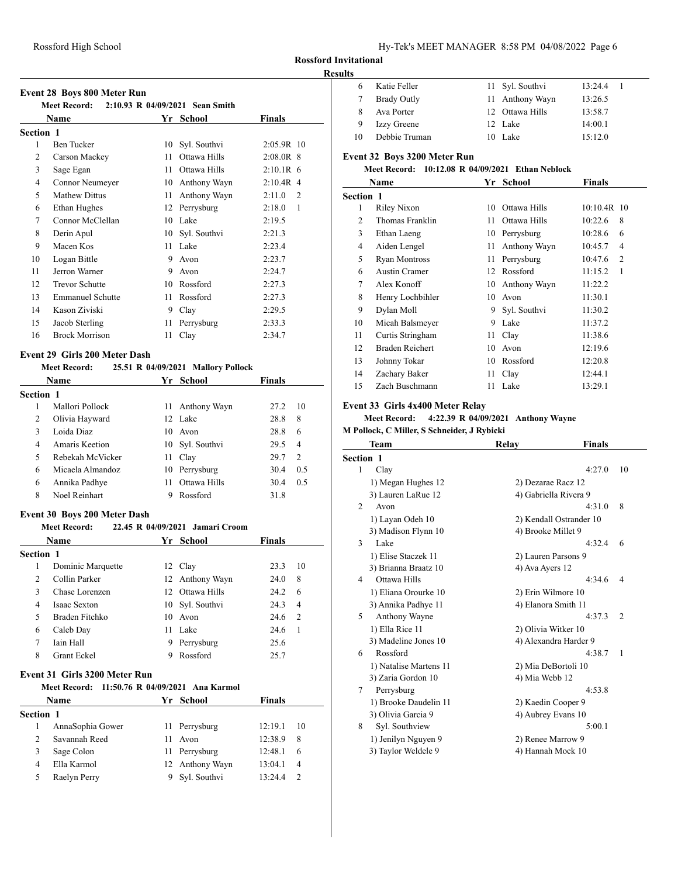## Rossford Invitational

### Results

#### Event 28 Boys 800 Meter Run

Meet Record: 2:10.93 R 04/09/2021 Sean Smith

| | Name | Yr | School | Finals | |
|---|---|---|---|---|---|
| **Section 1** | | | | | |
| 1 | Ben Tucker | 10 | Syl. Southvi | 2:05.9R | 10 |
| 2 | Carson Mackey | 11 | Ottawa Hills | 2:08.0R | 8 |
| 3 | Sage Egan | 11 | Ottawa Hills | 2:10.1R | 6 |
| 4 | Connor Neumeyer | 10 | Anthony Wayn | 2:10.4R | 4 |
| 5 | Mathew Dittus | 11 | Anthony Wayn | 2:11.0 | 2 |
| 6 | Ethan Hughes | 12 | Perrysburg | 2:18.0 | 1 |
| 7 | Connor McClellan | 10 | Lake | 2:19.5 | |
| 8 | Derin Apul | 10 | Syl. Southvi | 2:21.3 | |
| 9 | Macen Kos | 11 | Lake | 2:23.4 | |
| 10 | Logan Bittle | 9 | Avon | 2:23.7 | |
| 11 | Jerron Warner | 9 | Avon | 2:24.7 | |
| 12 | Trevor Schutte | 10 | Rossford | 2:27.3 | |
| 13 | Emmanuel Schutte | 11 | Rossford | 2:27.3 | |
| 14 | Kason Ziviski | 9 | Clay | 2:29.5 | |
| 15 | Jacob Sterling | 11 | Perrysburg | 2:33.3 | |
| 16 | Brock Morrison | 11 | Clay | 2:34.7 | |

#### Event 29 Girls 200 Meter Dash

Meet Record: 25.51 R 04/09/2021 Mallory Pollock

| | Name | Yr | School | Finals | |
|---|---|---|---|---|---|
| **Section 1** | | | | | |
| 1 | Mallori Pollock | 11 | Anthony Wayn | 27.2 | 10 |
| 2 | Olivia Hayward | 12 | Lake | 28.8 | 8 |
| 3 | Loida Diaz | 10 | Avon | 28.8 | 6 |
| 4 | Amaris Keetion | 10 | Syl. Southvi | 29.5 | 4 |
| 5 | Rebekah McVicker | 11 | Clay | 29.7 | 2 |
| 6 | Micaela Almandoz | 10 | Perrysburg | 30.4 | 0.5 |
| 6 | Annika Padhye | 11 | Ottawa Hills | 30.4 | 0.5 |
| 8 | Noel Reinhart | 9 | Rossford | 31.8 | |

#### Event 30 Boys 200 Meter Dash

Meet Record: 22.45 R 04/09/2021 Jamari Croom

| | Name | Yr | School | Finals | |
|---|---|---|---|---|---|
| **Section 1** | | | | | |
| 1 | Dominic Marquette | 12 | Clay | 23.3 | 10 |
| 2 | Collin Parker | 12 | Anthony Wayn | 24.0 | 8 |
| 3 | Chase Lorenzen | 12 | Ottawa Hills | 24.2 | 6 |
| 4 | Isaac Sexton | 10 | Syl. Southvi | 24.3 | 4 |
| 5 | Braden Fitchko | 10 | Avon | 24.6 | 2 |
| 6 | Caleb Day | 11 | Lake | 24.6 | 1 |
| 7 | Iain Hall | 9 | Perrysburg | 25.6 | |
| 8 | Grant Eckel | 9 | Rossford | 25.7 | |

#### Event 31 Girls 3200 Meter Run

Meet Record: 11:50.76 R 04/09/2021 Ana Karmol

| | Name | Yr | School | Finals | |
|---|---|---|---|---|---|
| **Section 1** | | | | | |
| 1 | AnnaSophia Gower | 11 | Perrysburg | 12:19.1 | 10 |
| 2 | Savannah Reed | 11 | Avon | 12:38.9 | 8 |
| 3 | Sage Colon | 11 | Perrysburg | 12:48.1 | 6 |
| 4 | Ella Karmol | 12 | Anthony Wayn | 13:04.1 | 4 |
| 5 | Raelyn Perry | 9 | Syl. Southvi | 13:24.4 | 2 |
| 6 | Katie Feller | 11 | Syl. Southvi | 13:24.4 | 1 |
| 7 | Brady Outly | 11 | Anthony Wayn | 13:26.5 | |
| 8 | Ava Porter | 12 | Ottawa Hills | 13:58.7 | |
| 9 | Izzy Greene | 12 | Lake | 14:00.1 | |
| 10 | Debbie Truman | 10 | Lake | 15:12.0 | |

#### Event 32 Boys 3200 Meter Run

Meet Record: 10:12.08 R 04/09/2021 Ethan Neblock

| | Name | Yr | School | Finals | |
|---|---|---|---|---|---|
| **Section 1** | | | | | |
| 1 | Riley Nixon | 10 | Ottawa Hills | 10:10.4R | 10 |
| 2 | Thomas Franklin | 11 | Ottawa Hills | 10:22.6 | 8 |
| 3 | Ethan Laeng | 10 | Perrysburg | 10:28.6 | 6 |
| 4 | Aiden Lengel | 11 | Anthony Wayn | 10:45.7 | 4 |
| 5 | Ryan Montross | 11 | Perrysburg | 10:47.6 | 2 |
| 6 | Austin Cramer | 12 | Rossford | 11:15.2 | 1 |
| 7 | Alex Konoff | 10 | Anthony Wayn | 11:22.2 | |
| 8 | Henry Lochbihler | 10 | Avon | 11:30.1 | |
| 9 | Dylan Moll | 9 | Syl. Southvi | 11:30.2 | |
| 10 | Micah Balsmeyer | 9 | Lake | 11:37.2 | |
| 11 | Curtis Stringham | 11 | Clay | 11:38.6 | |
| 12 | Braden Reichert | 10 | Avon | 12:19.6 | |
| 13 | Johnny Tokar | 10 | Rossford | 12:20.8 | |
| 14 | Zachary Baker | 11 | Clay | 12:44.1 | |
| 15 | Zach Buschmann | 11 | Lake | 13:29.1 | |

#### Event 33 Girls 4x400 Meter Relay

Meet Record: 4:22.39 R 04/09/2021 Anthony Wayne
M Pollock, C Miller, S Schneider, J Rybicki

| | Team | Relay | Finals | |
|---|---|---|---|---|
| **Section 1** | | | | |
| 1 | Clay | | 4:27.0 | 10 |
| | 1) Megan Hughes 12 | 2) Dezarae Racz 12 | | |
| | 3) Lauren LaRue 12 | 4) Gabriella Rivera 9 | | |
| 2 | Avon | | 4:31.0 | 8 |
| | 1) Layan Odeh 10 | 2) Kendall Ostrander 10 | | |
| | 3) Madison Flynn 10 | 4) Brooke Millet 9 | | |
| 3 | Lake | | 4:32.4 | 6 |
| | 1) Elise Staczek 11 | 2) Lauren Parsons 9 | | |
| | 3) Brianna Braatz 10 | 4) Ava Ayers 12 | | |
| 4 | Ottawa Hills | | 4:34.6 | 4 |
| | 1) Eliana Orourke 10 | 2) Erin Wilmore 10 | | |
| | 3) Annika Padhye 11 | 4) Elanora Smith 11 | | |
| 5 | Anthony Wayne | | 4:37.3 | 2 |
| | 1) Ella Rice 11 | 2) Olivia Witker 10 | | |
| | 3) Madeline Jones 10 | 4) Alexandra Harder 9 | | |
| 6 | Rossford | | 4:38.7 | 1 |
| | 1) Natalise Martens 11 | 2) Mia DeBortoli 10 | | |
| | 3) Zaria Gordon 10 | 4) Mia Webb 12 | | |
| 7 | Perrysburg | | 4:53.8 | |
| | 1) Brooke Daudelin 11 | 2) Kaedin Cooper 9 | | |
| | 3) Olivia Garcia 9 | 4) Aubrey Evans 10 | | |
| 8 | Syl. Southview | | 5:00.1 | |
| | 1) Jenilyn Nguyen 9 | 2) Renee Marrow 9 | | |
| | 3) Taylor Weldele 9 | 4) Hannah Mock 10 | | |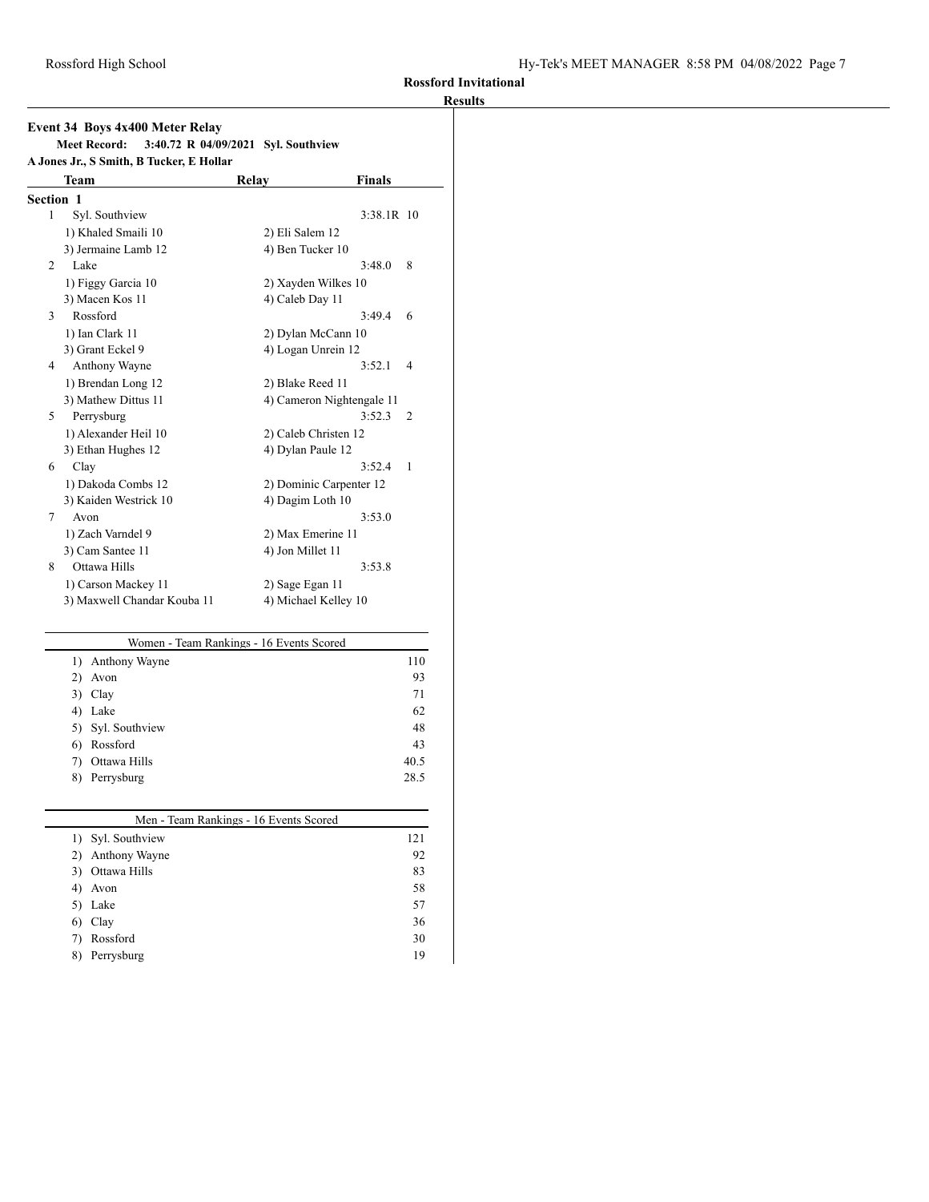**Rossford Invitational**

**Results**

### Event 34 Boys 4x400 Meter Relay

**Meet Record: 3:40.72 R 04/09/2021 Syl. Southview**

**A Jones Jr., S Smith, B Tucker, E Hollar**

| | Team | Relay | Finals | |
|---|---|---|---|---|
| **Section 1** | | | | |
| 1 | Syl. Southview | | 3:38.1R | 10 |
| | 1) Khaled Smaili 10 | 2) Eli Salem 12 | | |
| | 3) Jermaine Lamb 12 | 4) Ben Tucker 10 | | |
| 2 | Lake | | 3:48.0 | 8 |
| | 1) Figgy Garcia 10 | 2) Xayden Wilkes 10 | | |
| | 3) Macen Kos 11 | 4) Caleb Day 11 | | |
| 3 | Rossford | | 3:49.4 | 6 |
| | 1) Ian Clark 11 | 2) Dylan McCann 10 | | |
| | 3) Grant Eckel 9 | 4) Logan Unrein 12 | | |
| 4 | Anthony Wayne | | 3:52.1 | 4 |
| | 1) Brendan Long 12 | 2) Blake Reed 11 | | |
| | 3) Mathew Dittus 11 | 4) Cameron Nightengale 11 | | |
| 5 | Perrysburg | | 3:52.3 | 2 |
| | 1) Alexander Heil 10 | 2) Caleb Christen 12 | | |
| | 3) Ethan Hughes 12 | 4) Dylan Paule 12 | | |
| 6 | Clay | | 3:52.4 | 1 |
| | 1) Dakoda Combs 12 | 2) Dominic Carpenter 12 | | |
| | 3) Kaiden Westrick 10 | 4) Dagim Loth 10 | | |
| 7 | Avon | | 3:53.0 | |
| | 1) Zach Varndel 9 | 2) Max Emerine 11 | | |
| | 3) Cam Santee 11 | 4) Jon Millet 11 | | |
| 8 | Ottawa Hills | | 3:53.8 | |
| | 1) Carson Mackey 11 | 2) Sage Egan 11 | | |
| | 3) Maxwell Chandar Kouba 11 | 4) Michael Kelley 10 | | |

| Women - Team Rankings - 16 Events Scored | |
|---|---|
| 1) Anthony Wayne | 110 |
| 2) Avon | 93 |
| 3) Clay | 71 |
| 4) Lake | 62 |
| 5) Syl. Southview | 48 |
| 6) Rossford | 43 |
| 7) Ottawa Hills | 40.5 |
| 8) Perrysburg | 28.5 |

| Men - Team Rankings - 16 Events Scored | |
|---|---|
| 1) Syl. Southview | 121 |
| 2) Anthony Wayne | 92 |
| 3) Ottawa Hills | 83 |
| 4) Avon | 58 |
| 5) Lake | 57 |
| 6) Clay | 36 |
| 7) Rossford | 30 |
| 8) Perrysburg | 19 |